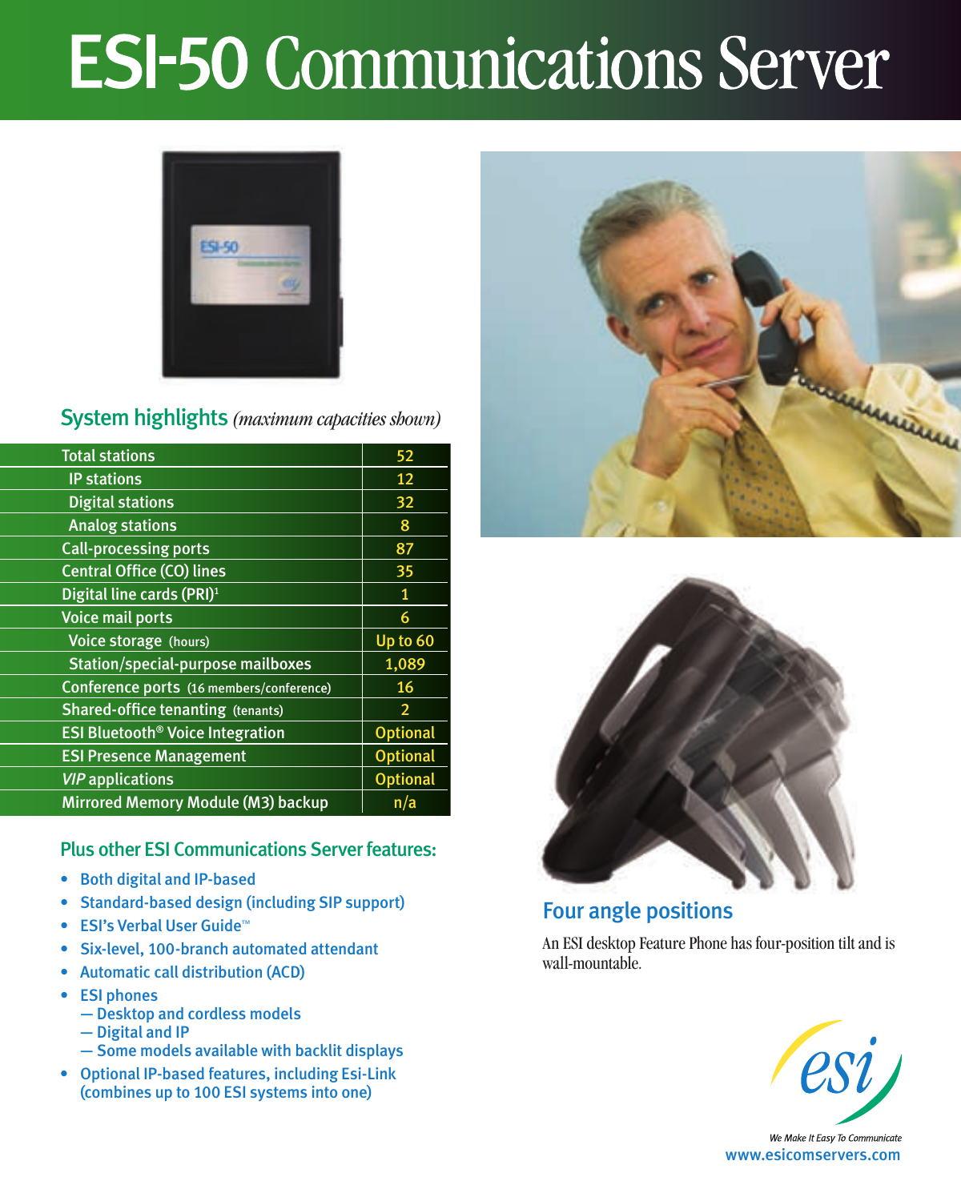# ESI-50 Communications Server

## System highlights *(maximum capacities shown)*

| Feature | Capacity |
|---|---|
| Total stations | 52 |
| IP stations | 12 |
| Digital stations | 32 |
| Analog stations | 8 |
| Call-processing ports | 87 |
| Central Office (CO) lines | 35 |
| Digital line cards (PRI)[1] | 1 |
| Voice mail ports | 6 |
| Voice storage (hours) | Up to 60 |
| Station/special-purpose mailboxes | 1,089 |
| Conference ports (16 members/conference) | 16 |
| Shared-office tenanting (tenants) | 2 |
| ESI Bluetooth® Voice Integration | Optional |
| ESI Presence Management | Optional |
| *VIP* applications | Optional |
| Mirrored Memory Module (M3) backup | n/a |

## Plus other ESI Communications Server features:

- Both digital and IP-based
- Standard-based design (including SIP support)
- ESI's Verbal User Guide™
- Six-level, 100-branch automated attendant
- Automatic call distribution (ACD)
- ESI phones
  - Desktop and cordless models
  - Digital and IP
  - Some models available with backlit displays
- Optional IP-based features, including Esi-Link (combines up to 100 ESI systems into one)

## Four angle positions

An ESI desktop Feature Phone has four-position tilt and is wall-mountable.

*We Make It Easy To Communicate*

www.esicomservers.com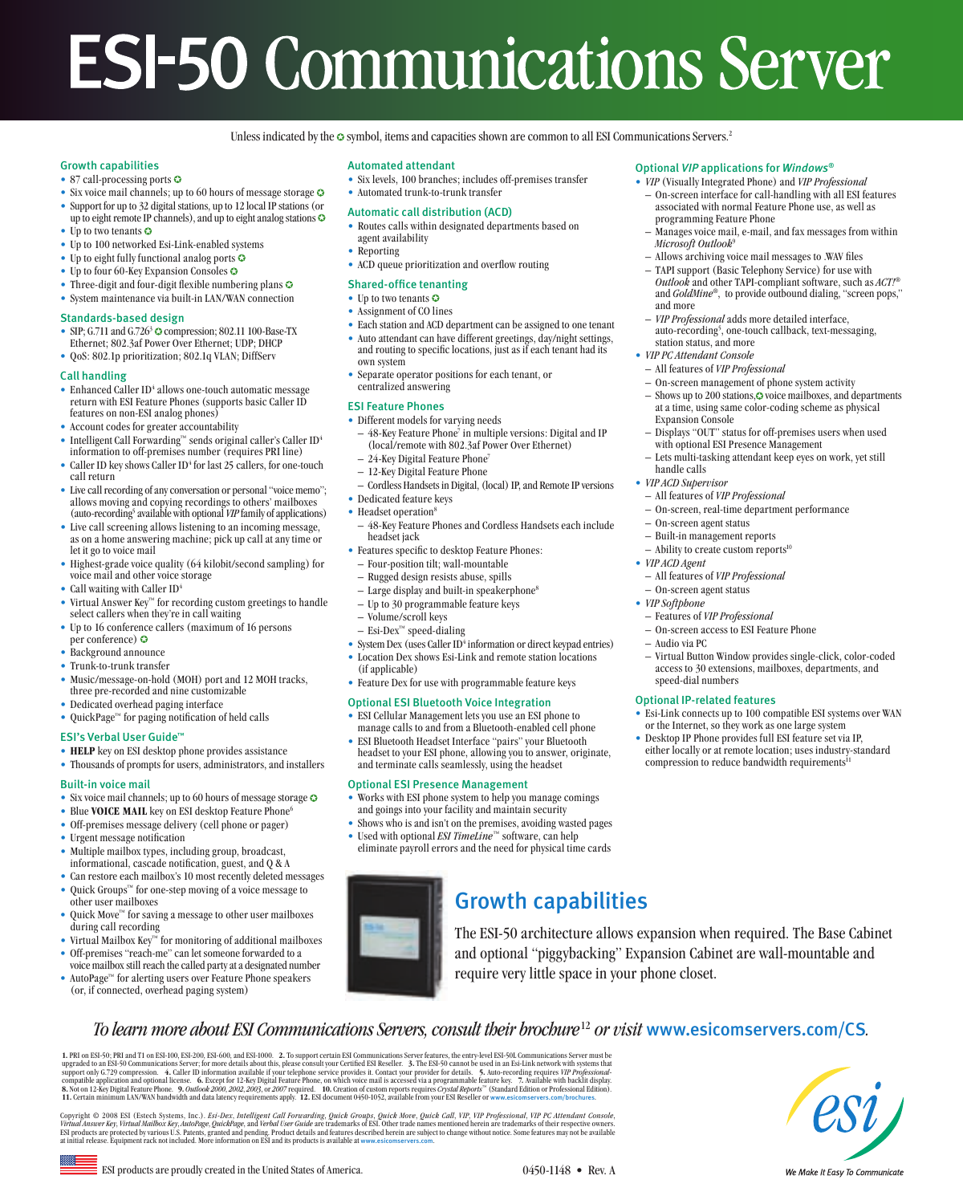# ESI-50 Communications Server

Unless indicated by the ✪ symbol, items and capacities shown are common to all ESI Communications Servers.[2]

## Growth capabilities

- 87 call-processing ports ✪
- Six voice mail channels; up to 60 hours of message storage ✪
- Support for up to 32 digital stations, up to 12 local IP stations (or up to eight remote IP channels), and up to eight analog stations ✪
- Up to two tenants ✪
- Up to 100 networked Esi-Link-enabled systems
- Up to eight fully functional analog ports ✪
- Up to four 60-Key Expansion Consoles ✪
- Three-digit and four-digit flexible numbering plans ✪
- System maintenance via built-in LAN/WAN connection

## Standards-based design

- SIP; G.711 and G.726[3] ✪ compression; 802.11 100-Base-TX Ethernet; 802.3af Power Over Ethernet; UDP; DHCP
- QoS: 802.1p prioritization; 802.1q VLAN; DiffServ

## Call handling

- Enhanced Caller ID[4] allows one-touch automatic message return with ESI Feature Phones (supports basic Caller ID features on non-ESI analog phones)
- Account codes for greater accountability
- Intelligent Call Forwarding™ sends original caller's Caller ID[4] information to off-premises number (requires PRI line)
- Caller ID key shows Caller ID[4] for last 25 callers, for one-touch call return
- Live call recording of any conversation or personal "voice memo"; allowing moving and copying recordings to others' mailboxes (auto-recording[5] available with optional *VIP* family of applications)
- Live call screening allows listening to an incoming message, as on a home answering machine; pick up call at any time or let it go to voice mail
- Highest-grade voice quality (64 kilobit/second sampling) for voice mail and other voice storage
- Call waiting with Caller ID[4]
- Virtual Answer Key™ for recording custom greetings to handle select callers when they're in call waiting
- Up to 16 conference callers (maximum of 16 persons per conference) ✪
- Background announce
- Trunk-to-trunk transfer
- Music/message-on-hold (MOH) port and 12 MOH tracks, three pre-recorded and nine customizable
- Dedicated overhead paging interface
- QuickPage™ for paging notification of held calls

## ESI's Verbal User Guide™

- **HELP** key on ESI desktop phone provides assistance
- Thousands of prompts for users, administrators, and installers

## Built-in voice mail

- Six voice mail channels; up to 60 hours of message storage ✪
- Blue **VOICE MAIL** key on ESI desktop Feature Phone[6]
- Off-premises message delivery (cell phone or pager)
- Urgent message notification
- Multiple mailbox types, including group, broadcast, informational, cascade notification, guest, and Q & A
- Can restore each mailbox's 10 most recently deleted messages
- Quick Groups™ for one-step moving of a voice message to other user mailboxes
- Quick Move™ for saving a message to other user mailboxes during call recording
- Virtual Mailbox Key™ for monitoring of additional mailboxes
- Off-premises "reach-me" can let someone forwarded to a voice mailbox still reach the called party at a designated number
- AutoPage™ for alerting users over Feature Phone speakers (or, if connected, overhead paging system)

## Automated attendant

- Six levels, 100 branches; includes off-premises transfer
- Automated trunk-to-trunk transfer

## Automatic call distribution (ACD)

- Routes calls within designated departments based on agent availability
- Reporting
- ACD queue prioritization and overflow routing

## Shared-office tenanting

- Up to two tenants ✪
- Assignment of CO lines
- Each station and ACD department can be assigned to one tenant
- Auto attendant can have different greetings, day/night settings, and routing to specific locations, just as if each tenant had its own system
- Separate operator positions for each tenant, or centralized answering

## ESI Feature Phones

- Different models for varying needs
  - 48-Key Feature Phone[7] in multiple versions: Digital and IP (local/remote with 802.3af Power Over Ethernet)
  - 24-Key Digital Feature Phone[7]
  - 12-Key Digital Feature Phone
  - Cordless Handsets in Digital, (local) IP, and Remote IP versions
- Dedicated feature keys
- Headset operation[8]
  - 48-Key Feature Phones and Cordless Handsets each include headset jack
- Features specific to desktop Feature Phones:
  - Four-position tilt; wall-mountable
  - Rugged design resists abuse, spills
  - Large display and built-in speakerphone[8]
  - Up to 30 programmable feature keys
  - Volume/scroll keys
  - Esi-Dex™ speed-dialing
- System Dex (uses Caller ID[4] information or direct keypad entries)
- Location Dex shows Esi-Link and remote station locations (if applicable)
- Feature Dex for use with programmable feature keys

## Optional ESI Bluetooth Voice Integration

- ESI Cellular Management lets you use an ESI phone to manage calls to and from a Bluetooth-enabled cell phone
- ESI Bluetooth Headset Interface "pairs" your Bluetooth headset to your ESI phone, allowing you to answer, originate, and terminate calls seamlessly, using the headset

## Optional ESI Presence Management

- Works with ESI phone system to help you manage comings and goings into your facility and maintain security
- Shows who is and isn't on the premises, avoiding wasted pages
- Used with optional *ESI TimeLine*™ software, can help eliminate payroll errors and the need for physical time cards

## Optional *VIP* applications for *Windows*®

- *VIP* (Visually Integrated Phone) and *VIP Professional*
  - On-screen interface for call-handling with all ESI features associated with normal Feature Phone use, as well as programming Feature Phone
  - Manages voice mail, e-mail, and fax messages from within *Microsoft Outlook*[9]
  - Allows archiving voice mail messages to .WAV files
  - TAPI support (Basic Telephony Service) for use with *Outlook* and other TAPI-compliant software, such as *ACT!*® and *GoldMine*®, to provide outbound dialing, "screen pops," and more
  - *VIP Professional* adds more detailed interface, auto-recording[5], one-touch callback, text-messaging, station status, and more
- *VIP PC Attendant Console*
  - All features of *VIP Professional*
  - On-screen management of phone system activity
  - Shows up to 200 stations,✪ voice mailboxes, and departments at a time, using same color-coding scheme as physical Expansion Console
  - Displays "OUT" status for off-premises users when used with optional ESI Presence Management
  - Lets multi-tasking attendant keep eyes on work, yet still handle calls
- *VIP ACD Supervisor*
  - All features of *VIP Professional*
  - On-screen, real-time department performance
  - On-screen agent status
  - Built-in management reports
  - Ability to create custom reports[10]
- *VIP ACD Agent*
  - All features of *VIP Professional*
  - On-screen agent status
- *VIP Softphone*
  - Features of *VIP Professional*
  - On-screen access to ESI Feature Phone
  - Audio via PC
  - Virtual Button Window provides single-click, color-coded access to 30 extensions, mailboxes, departments, and speed-dial numbers

## Optional IP-related features

- Esi-Link connects up to 100 compatible ESI systems over WAN or the Internet, so they work as one large system
- Desktop IP Phone provides full ESI feature set via IP, either locally or at remote location; uses industry-standard compression to reduce bandwidth requirements[11]

## Growth capabilities

The ESI-50 architecture allows expansion when required. The Base Cabinet and optional "piggybacking" Expansion Cabinet are wall-mountable and require very little space in your phone closet.

*To learn more about ESI Communications Servers, consult their brochure[12] or visit* www.esicomservers.com/CS.

1. PRI on ESI-50; PRI and T1 on ESI-100, ESI-200, ESI-600, and ESI-1000. 2. To support certain ESI Communications Server features, the entry-level ESI-50L Communications Server must be upgraded to an ESI-50 Communications Server; for more details about this, please consult your Certified ESI Reseller. 3. The ESI-50 cannot be used in an Esi-Link network with systems that support only G.729 compression. 4. Caller ID information available if your telephone service provides it. Contact your provider for details. 5. Auto-recording requires *VIP Professional*-compatible application and optional license. 6. Except for 12-Key Digital Feature Phone, on which voice mail is accessed via a programmable feature key. 7. Available with backlit display. 8. Not on 12-Key Digital Feature Phone. 9. *Outlook 2000, 2002, 2003,* or *2007* required. 10. Creation of custom reports requires *Crystal Reports*™ (Standard Edition or Professional Edition). 11. Certain minimum LAN/WAN bandwidth and data latency requirements apply. 12. ESI document 0450-1052, available from your ESI Reseller or www.esicomservers.com/brochures.

Copyright © 2008 ESI (Estech Systems, Inc.). *Esi-Dex, Intelligent Call Forwarding, Quick Groups, Quick Move, Quick Call, VIP, VIP Professional, VIP PC Attendant Console, Virtual Answer Key, Virtual Mailbox Key, AutoPage, QuickPage,* and *Verbal User Guide* are trademarks of ESI. Other trade names mentioned herein are trademarks of their respective owners. ESI products are protected by various U.S. Patents, granted and pending. Product details and features described herein are subject to change without notice. Some features may not be available at initial release. Equipment rack not included. More information on ESI and its products is available at www.esicomservers.com.

ESI products are proudly created in the United States of America.

0450-1148 • Rev. A

*We Make It Easy To Communicate*